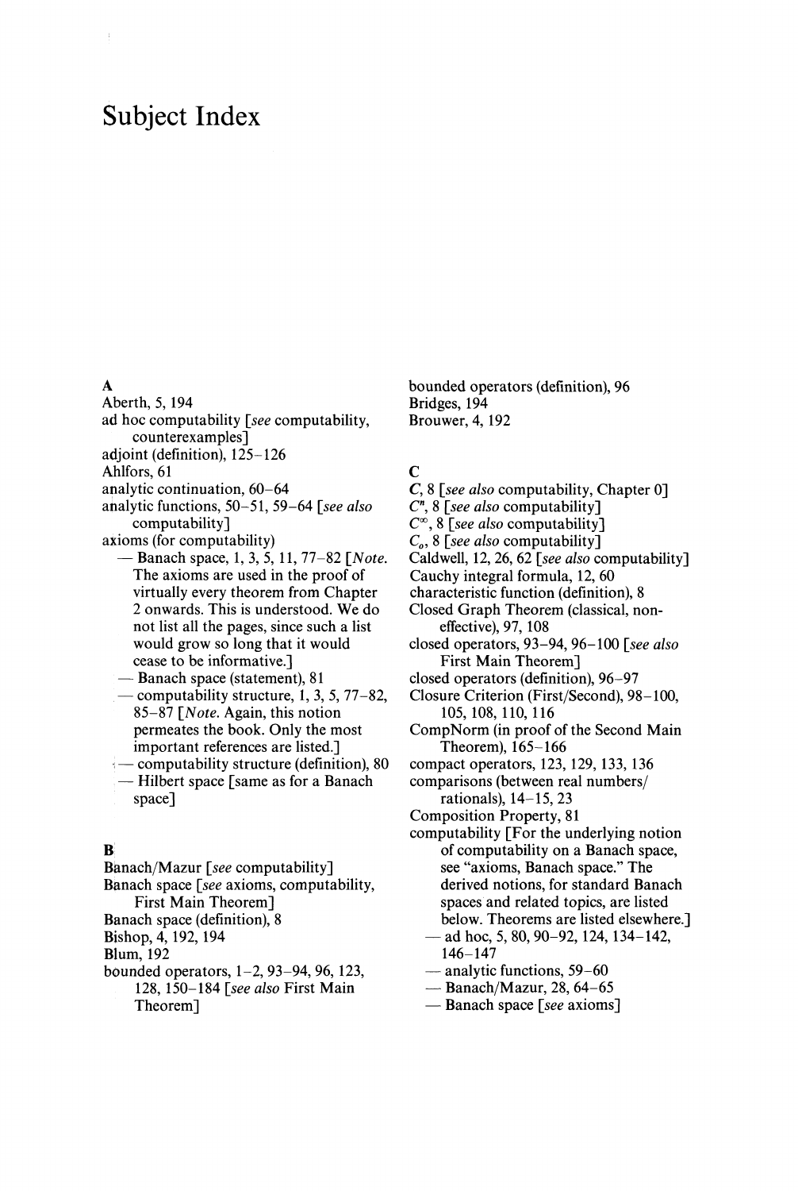# Subject Index

## A

Aberth, 5, 194
ad hoc computability [*see* computability, counterexamples]
adjoint (definition), 125–126
Ahlfors, 61
analytic continuation, 60–64
analytic functions, 50–51, 59–64 [*see also* computability]
axioms (for computability)
— Banach space, 1, 3, 5, 11, 77–82 [*Note.* The axioms are used in the proof of virtually every theorem from Chapter 2 onwards. This is understood. We do not list all the pages, since such a list would grow so long that it would cease to be informative.]
— Banach space (statement), 81
— computability structure, 1, 3, 5, 77–82, 85–87 [*Note.* Again, this notion permeates the book. Only the most important references are listed.]
— computability structure (definition), 80
— Hilbert space [same as for a Banach space]

## B

Banach/Mazur [*see* computability]
Banach space [*see* axioms, computability, First Main Theorem]
Banach space (definition), 8
Bishop, 4, 192, 194
Blum, 192
bounded operators, 1–2, 93–94, 96, 123, 128, 150–184 [*see also* First Main Theorem]
bounded operators (definition), 96
Bridges, 194
Brouwer, 4, 192

## C

$C$, 8 [*see also* computability, Chapter 0]
$C^n$, 8 [*see also* computability]
$C^\infty$, 8 [*see also* computability]
$C_o$, 8 [*see also* computability]
Caldwell, 12, 26, 62 [*see also* computability]
Cauchy integral formula, 12, 60
characteristic function (definition), 8
Closed Graph Theorem (classical, non-effective), 97, 108
closed operators, 93–94, 96–100 [*see also* First Main Theorem]
closed operators (definition), 96–97
Closure Criterion (First/Second), 98–100, 105, 108, 110, 116
CompNorm (in proof of the Second Main Theorem), 165–166
compact operators, 123, 129, 133, 136
comparisons (between real numbers/rationals), 14–15, 23
Composition Property, 81
computability [For the underlying notion of computability on a Banach space, see "axioms, Banach space." The derived notions, for standard Banach spaces and related topics, are listed below. Theorems are listed elsewhere.]
— ad hoc, 5, 80, 90–92, 124, 134–142, 146–147
— analytic functions, 59–60
— Banach/Mazur, 28, 64–65
— Banach space [*see* axioms]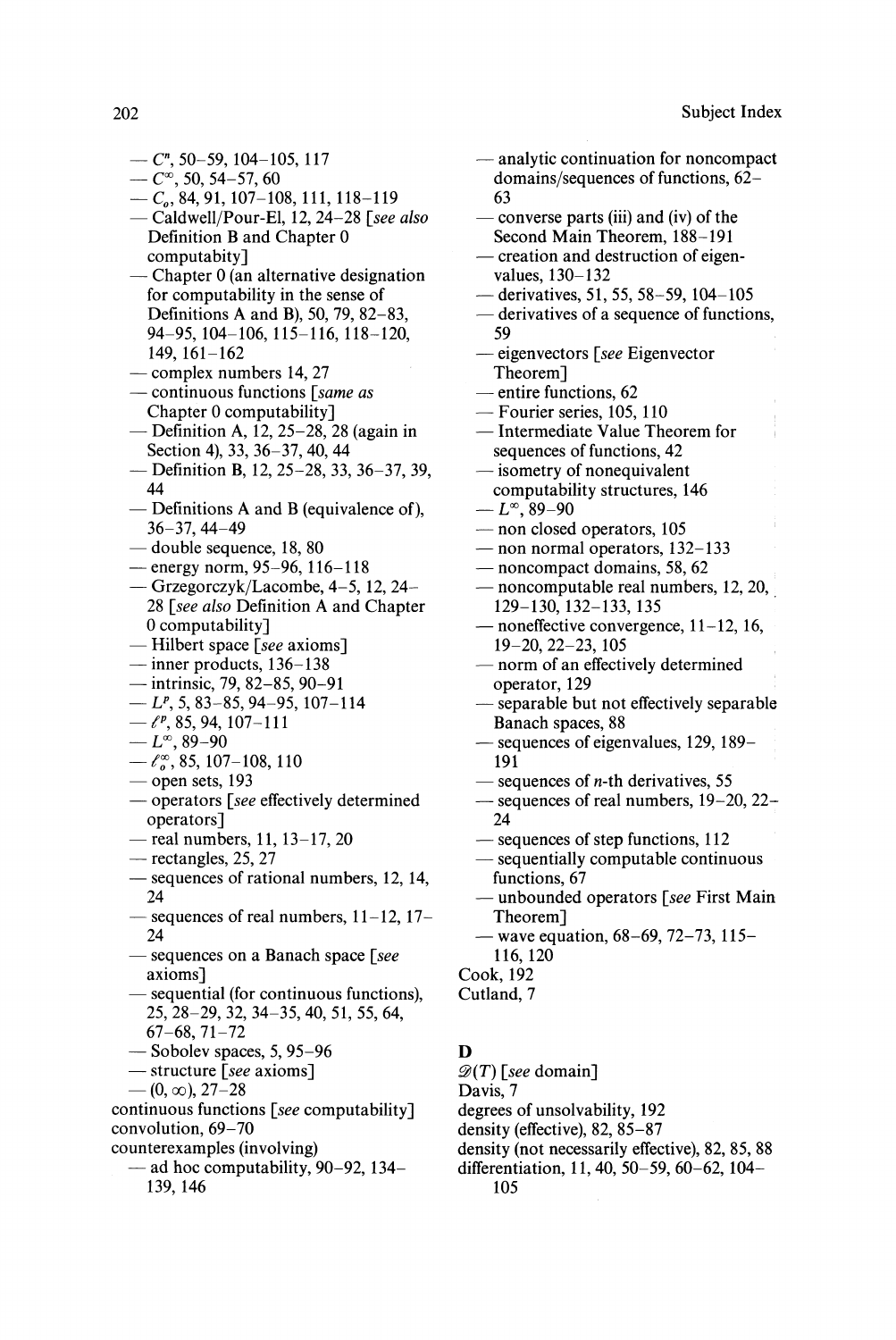— $C^n$, 50–59, 104–105, 117
— $C^\infty$, 50, 54–57, 60
— $C_o$, 84, 91, 107–108, 111, 118–119
— Caldwell/Pour-El, 12, 24–28 [*see also* Definition B and Chapter 0 computabity]
— Chapter 0 (an alternative designation for computability in the sense of Definitions A and B), 50, 79, 82–83, 94–95, 104–106, 115–116, 118–120, 149, 161–162
— complex numbers 14, 27
— continuous functions [*same as* Chapter 0 computability]
— Definition A, 12, 25–28, 28 (again in Section 4), 33, 36–37, 40, 44
— Definition B, 12, 25–28, 33, 36–37, 39, 44
— Definitions A and B (equivalence of), 36–37, 44–49
— double sequence, 18, 80
— energy norm, 95–96, 116–118
— Grzegorczyk/Lacombe, 4–5, 12, 24–28 [*see also* Definition A and Chapter 0 computability]
— Hilbert space [*see* axioms]
— inner products, 136–138
— intrinsic, 79, 82–85, 90–91
— $L^p$, 5, 83–85, 94–95, 107–114
— $\ell^p$, 85, 94, 107–111
— $L^\infty$, 89–90
— $\ell^\infty_o$, 85, 107–108, 110
— open sets, 193
— operators [*see* effectively determined operators]
— real numbers, 11, 13–17, 20
— rectangles, 25, 27
— sequences of rational numbers, 12, 14, 24
— sequences of real numbers, 11–12, 17–24
— sequences on a Banach space [*see* axioms]
— sequential (for continuous functions), 25, 28–29, 32, 34–35, 40, 51, 55, 64, 67–68, 71–72
— Sobolev spaces, 5, 95–96
— structure [*see* axioms]
— $(0, \infty)$, 27–28

continuous functions [*see* computability]
convolution, 69–70
counterexamples (involving)
— ad hoc computability, 90–92, 134–139, 146
— analytic continuation for noncompact domains/sequences of functions, 62–63
— converse parts (iii) and (iv) of the Second Main Theorem, 188–191
— creation and destruction of eigenvalues, 130–132
— derivatives, 51, 55, 58–59, 104–105
— derivatives of a sequence of functions, 59
— eigenvectors [*see* Eigenvector Theorem]
— entire functions, 62
— Fourier series, 105, 110
— Intermediate Value Theorem for sequences of functions, 42
— isometry of nonequivalent computability structures, 146
— $L^\infty$, 89–90
— non closed operators, 105
— non normal operators, 132–133
— noncompact domains, 58, 62
— noncomputable real numbers, 12, 20, 129–130, 132–133, 135
— noneffective convergence, 11–12, 16, 19–20, 22–23, 105
— norm of an effectively determined operator, 129
— separable but not effectively separable Banach spaces, 88
— sequences of eigenvalues, 129, 189–191
— sequences of $n$-th derivatives, 55
— sequences of real numbers, 19–20, 22–24
— sequences of step functions, 112
— sequentially computable continuous functions, 67
— unbounded operators [*see* First Main Theorem]
— wave equation, 68–69, 72–73, 115–116, 120

Cook, 192
Cutland, 7

## D

$\mathscr{D}(T)$ [*see* domain]
Davis, 7
degrees of unsolvability, 192
density (effective), 82, 85–87
density (not necessarily effective), 82, 85, 88
differentiation, 11, 40, 50–59, 60–62, 104–105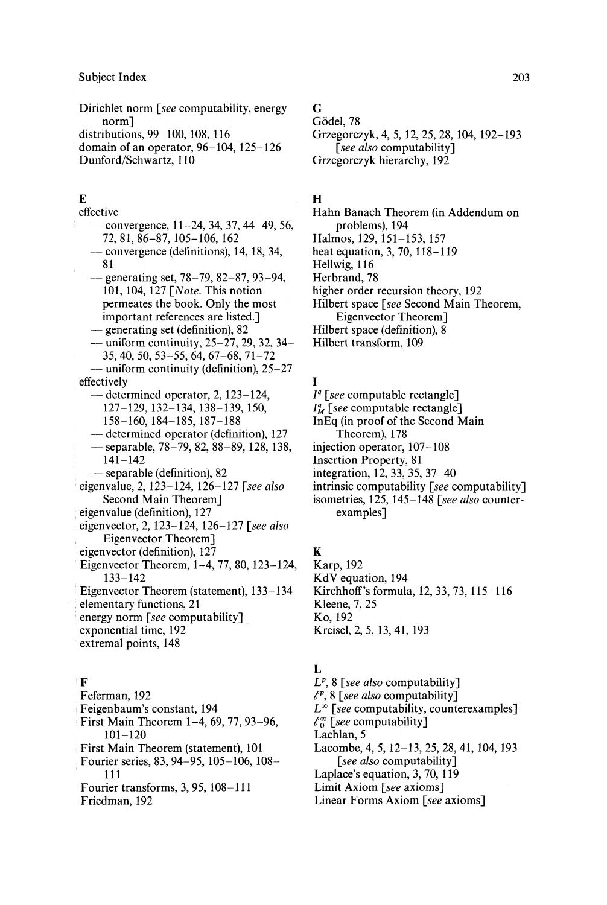Dirichlet norm [*see* computability, energy norm]
distributions, 99–100, 108, 116
domain of an operator, 96–104, 125–126
Dunford/Schwartz, 110

## E

effective
- — convergence, 11–24, 34, 37, 44–49, 56, 72, 81, 86–87, 105–106, 162
- — convergence (definitions), 14, 18, 34, 81
- — generating set, 78–79, 82–87, 93–94, 101, 104, 127 [*Note.* This notion permeates the book. Only the most important references are listed.]
- — generating set (definition), 82
- — uniform continuity, 25–27, 29, 32, 34–35, 40, 50, 53–55, 64, 67–68, 71–72
- — uniform continuity (definition), 25–27

effectively
- — determined operator, 2, 123–124, 127–129, 132–134, 138–139, 150, 158–160, 184–185, 187–188
- — determined operator (definition), 127
- — separable, 78–79, 82, 88–89, 128, 138, 141–142
- — separable (definition), 82

eigenvalue, 2, 123–124, 126–127 [*see also* Second Main Theorem]
eigenvalue (definition), 127
eigenvector, 2, 123–124, 126–127 [*see also* Eigenvector Theorem]
eigenvector (definition), 127
Eigenvector Theorem, 1–4, 77, 80, 123–124, 133–142
Eigenvector Theorem (statement), 133–134
elementary functions, 21
energy norm [*see* computability]
exponential time, 192
extremal points, 148

## F

Feferman, 192
Feigenbaum's constant, 194
First Main Theorem 1–4, 69, 77, 93–96, 101–120
First Main Theorem (statement), 101
Fourier series, 83, 94–95, 105–106, 108–111
Fourier transforms, 3, 95, 108–111
Friedman, 192

## G

Gödel, 78
Grzegorczyk, 4, 5, 12, 25, 28, 104, 192–193 [*see also* computability]
Grzegorczyk hierarchy, 192

## H

Hahn Banach Theorem (in Addendum on problems), 194
Halmos, 129, 151–153, 157
heat equation, 3, 70, 118–119
Hellwig, 116
Herbrand, 78
higher order recursion theory, 192
Hilbert space [*see* Second Main Theorem, Eigenvector Theorem]
Hilbert space (definition), 8
Hilbert transform, 109

## I

$I^q$ [*see* computable rectangle]
$I^q_M$ [*see* computable rectangle]
InEq (in proof of the Second Main Theorem), 178
injection operator, 107–108
Insertion Property, 81
integration, 12, 33, 35, 37–40
intrinsic computability [*see* computability]
isometries, 125, 145–148 [*see also* counterexamples]

## K

Karp, 192
KdV equation, 194
Kirchhoff's formula, 12, 33, 73, 115–116
Kleene, 7, 25
Ko, 192
Kreisel, 2, 5, 13, 41, 193

## L

$L^p$, 8 [*see also* computability]
$\ell^p$, 8 [*see also* computability]
$L^\infty$ [*see* computability, counterexamples]
$\ell^\infty_0$ [*see* computability]
Lachlan, 5
Lacombe, 4, 5, 12–13, 25, 28, 41, 104, 193 [*see also* computability]
Laplace's equation, 3, 70, 119
Limit Axiom [*see* axioms]
Linear Forms Axiom [*see* axioms]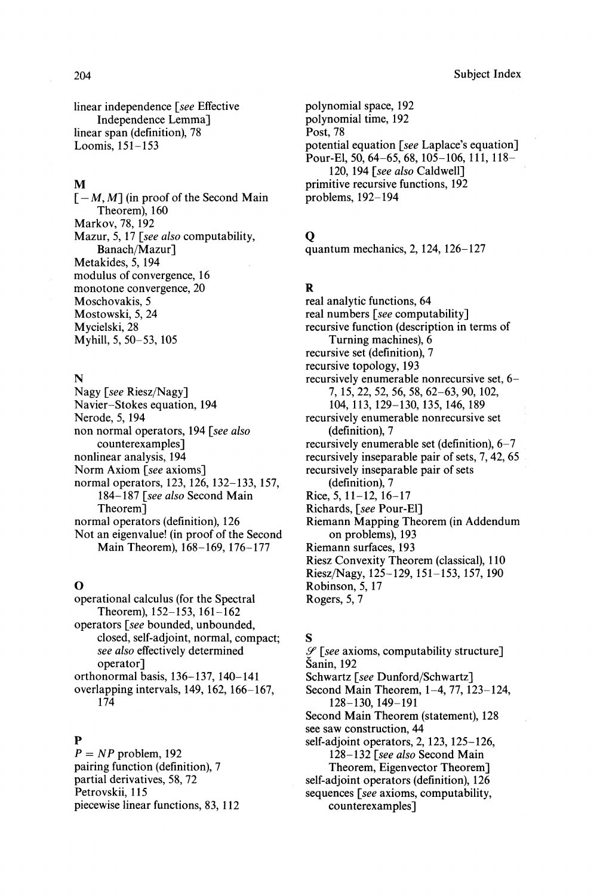linear independence [*see* Effective Independence Lemma]
linear span (definition), 78
Loomis, 151–153

## M

$[-M, M]$ (in proof of the Second Main Theorem), 160
Markov, 78, 192
Mazur, 5, 17 [*see also* computability, Banach/Mazur]
Metakides, 5, 194
modulus of convergence, 16
monotone convergence, 20
Moschovakis, 5
Mostowski, 5, 24
Mycielski, 28
Myhill, 5, 50–53, 105

## N

Nagy [*see* Riesz/Nagy]
Navier–Stokes equation, 194
Nerode, 5, 194
non normal operators, 194 [*see also* counterexamples]
nonlinear analysis, 194
Norm Axiom [*see* axioms]
normal operators, 123, 126, 132–133, 157, 184–187 [*see also* Second Main Theorem]
normal operators (definition), 126
Not an eigenvalue! (in proof of the Second Main Theorem), 168–169, 176–177

## O

operational calculus (for the Spectral Theorem), 152–153, 161–162
operators [*see* bounded, unbounded, closed, self-adjoint, normal, compact; *see also* effectively determined operator]
orthonormal basis, 136–137, 140–141
overlapping intervals, 149, 162, 166–167, 174

## P

$P = NP$ problem, 192
pairing function (definition), 7
partial derivatives, 58, 72
Petrovskii, 115
piecewise linear functions, 83, 112
polynomial space, 192
polynomial time, 192
Post, 78
potential equation [*see* Laplace's equation]
Pour-El, 50, 64–65, 68, 105–106, 111, 118–120, 194 [*see also* Caldwell]
primitive recursive functions, 192
problems, 192–194

## Q

quantum mechanics, 2, 124, 126–127

## R

real analytic functions, 64
real numbers [*see* computability]
recursive function (description in terms of Turning machines), 6
recursive set (definition), 7
recursive topology, 193
recursively enumerable nonrecursive set, 6–7, 15, 22, 52, 56, 58, 62–63, 90, 102, 104, 113, 129–130, 135, 146, 189
recursively enumerable nonrecursive set (definition), 7
recursively enumerable set (definition), 6–7
recursively inseparable pair of sets, 7, 42, 65
recursively inseparable pair of sets (definition), 7
Rice, 5, 11–12, 16–17
Richards, [*see* Pour-El]
Riemann Mapping Theorem (in Addendum on problems), 193
Riemann surfaces, 193
Riesz Convexity Theorem (classical), 110
Riesz/Nagy, 125–129, 151–153, 157, 190
Robinson, 5, 17
Rogers, 5, 7

## S

$\mathcal{S}$ [*see* axioms, computability structure]
Šanin, 192
Schwartz [*see* Dunford/Schwartz]
Second Main Theorem, 1–4, 77, 123–124, 128–130, 149–191
Second Main Theorem (statement), 128
see saw construction, 44
self-adjoint operators, 2, 123, 125–126, 128–132 [*see also* Second Main Theorem, Eigenvector Theorem]
self-adjoint operators (definition), 126
sequences [*see* axioms, computability, counterexamples]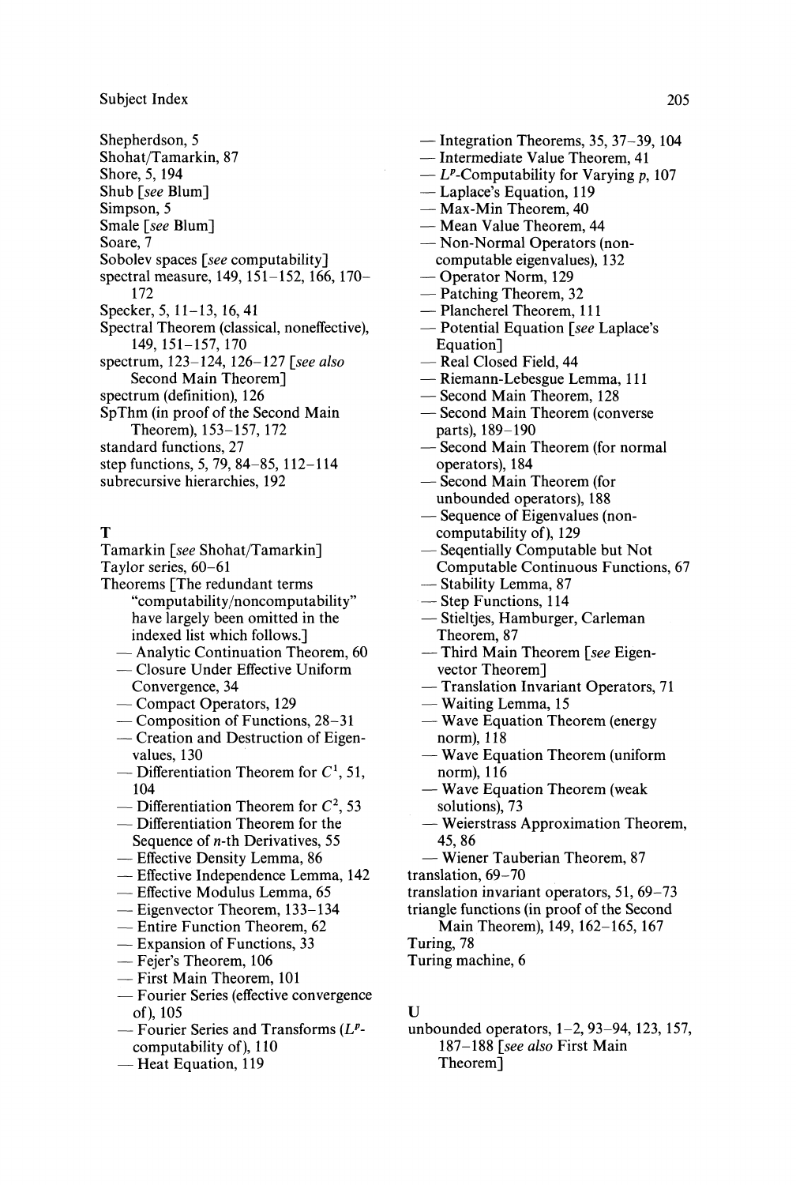Shepherdson, 5
Shohat/Tamarkin, 87
Shore, 5, 194
Shub [see Blum]
Simpson, 5
Smale [see Blum]
Soare, 7
Sobolev spaces [see computability]
spectral measure, 149, 151–152, 166, 170–172
Specker, 5, 11–13, 16, 41
Spectral Theorem (classical, noneffective), 149, 151–157, 170
spectrum, 123–124, 126–127 [see also Second Main Theorem]
spectrum (definition), 126
SpThm (in proof of the Second Main Theorem), 153–157, 172
standard functions, 27
step functions, 5, 79, 84–85, 112–114
subrecursive hierarchies, 192

## T

Tamarkin [see Shohat/Tamarkin]
Taylor series, 60–61
Theorems [The redundant terms "computability/noncomputability" have largely been omitted in the indexed list which follows.]
- — Analytic Continuation Theorem, 60
- — Closure Under Effective Uniform Convergence, 34
- — Compact Operators, 129
- — Composition of Functions, 28–31
- — Creation and Destruction of Eigenvalues, 130
- — Differentiation Theorem for $C^1$, 51, 104
- — Differentiation Theorem for $C^2$, 53
- — Differentiation Theorem for the Sequence of $n$-th Derivatives, 55
- — Effective Density Lemma, 86
- — Effective Independence Lemma, 142
- — Effective Modulus Lemma, 65
- — Eigenvector Theorem, 133–134
- — Entire Function Theorem, 62
- — Expansion of Functions, 33
- — Fejer's Theorem, 106
- — First Main Theorem, 101
- — Fourier Series (effective convergence of), 105
- — Fourier Series and Transforms ($L^p$-computability of), 110
- — Heat Equation, 119
- — Integration Theorems, 35, 37–39, 104
- — Intermediate Value Theorem, 41
- — $L^p$-Computability for Varying $p$, 107
- — Laplace's Equation, 119
- — Max-Min Theorem, 40
- — Mean Value Theorem, 44
- — Non-Normal Operators (noncomputable eigenvalues), 132
- — Operator Norm, 129
- — Patching Theorem, 32
- — Plancherel Theorem, 111
- — Potential Equation [see Laplace's Equation]
- — Real Closed Field, 44
- — Riemann-Lebesgue Lemma, 111
- — Second Main Theorem, 128
- — Second Main Theorem (converse parts), 189–190
- — Second Main Theorem (for normal operators), 184
- — Second Main Theorem (for unbounded operators), 188
- — Sequence of Eigenvalues (noncomputability of), 129
- — Seqentially Computable but Not Computable Continuous Functions, 67
- — Stability Lemma, 87
- — Step Functions, 114
- — Stieltjes, Hamburger, Carleman Theorem, 87
- — Third Main Theorem [see Eigenvector Theorem]
- — Translation Invariant Operators, 71
- — Waiting Lemma, 15
- — Wave Equation Theorem (energy norm), 118
- — Wave Equation Theorem (uniform norm), 116
- — Wave Equation Theorem (weak solutions), 73
- — Weierstrass Approximation Theorem, 45, 86
- — Wiener Tauberian Theorem, 87

translation, 69–70
translation invariant operators, 51, 69–73
triangle functions (in proof of the Second Main Theorem), 149, 162–165, 167
Turing, 78
Turing machine, 6

## U

unbounded operators, 1–2, 93–94, 123, 157, 187–188 [see also First Main Theorem]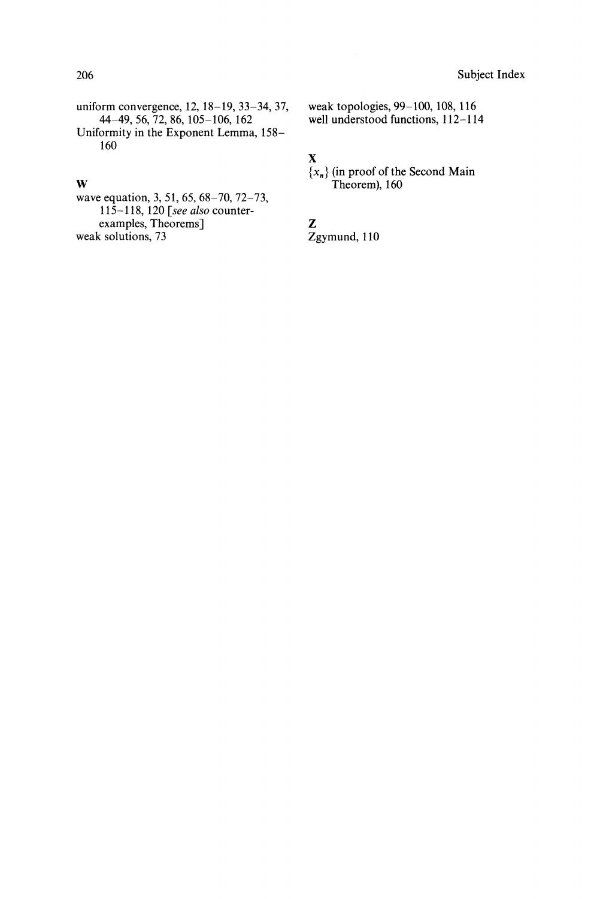uniform convergence, 12, 18–19, 33–34, 37, 44–49, 56, 72, 86, 105–106, 162

Uniformity in the Exponent Lemma, 158–160

## W

wave equation, 3, 51, 65, 68–70, 72–73, 115–118, 120 [*see also* counter-examples, Theorems]

weak solutions, 73

weak topologies, 99–100, 108, 116

well understood functions, 112–114

## X

$\{x_n\}$ (in proof of the Second Main Theorem), 160

## Z

Zgymund, 110